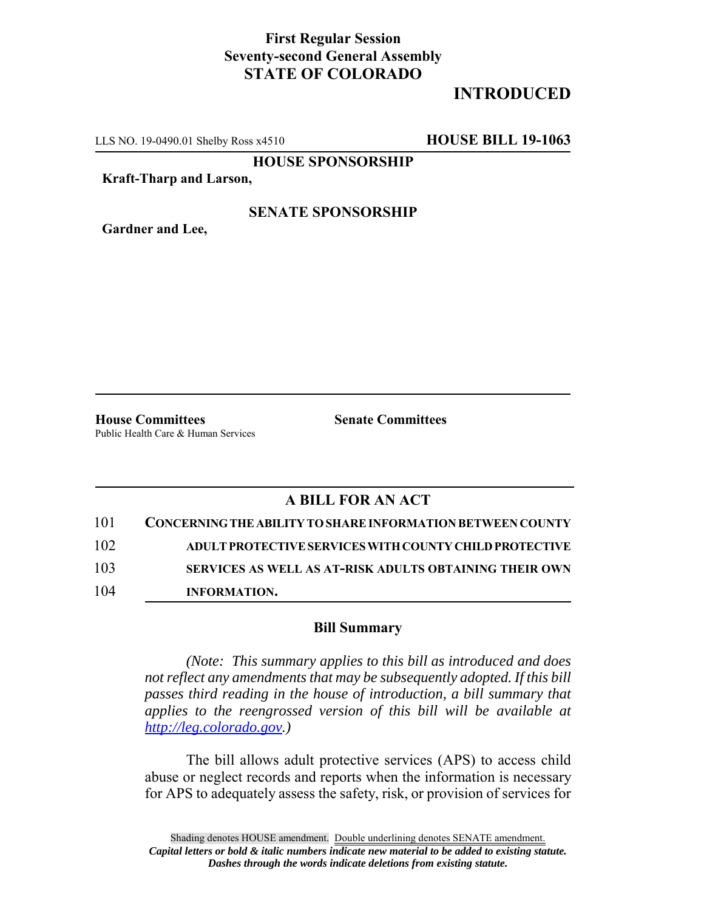**First Regular Session**
**Seventy-second General Assembly**
**STATE OF COLORADO**

**INTRODUCED**

LLS NO. 19-0490.01 Shelby Ross x4510 **HOUSE BILL 19-1063**

**HOUSE SPONSORSHIP**

**Kraft-Tharp and Larson,**

**SENATE SPONSORSHIP**

**Gardner and Lee,**

**House Committees**
Public Health Care & Human Services

**Senate Committees**

## A BILL FOR AN ACT

101 **CONCERNING THE ABILITY TO SHARE INFORMATION BETWEEN COUNTY**
102 **ADULT PROTECTIVE SERVICES WITH COUNTY CHILD PROTECTIVE**
103 **SERVICES AS WELL AS AT-RISK ADULTS OBTAINING THEIR OWN**
104 **INFORMATION.**

### Bill Summary

*(Note: This summary applies to this bill as introduced and does not reflect any amendments that may be subsequently adopted. If this bill passes third reading in the house of introduction, a bill summary that applies to the reengrossed version of this bill will be available at http://leg.colorado.gov.)*

The bill allows adult protective services (APS) to access child abuse or neglect records and reports when the information is necessary for APS to adequately assess the safety, risk, or provision of services for

Shading denotes HOUSE amendment. Double underlining denotes SENATE amendment.
*Capital letters or bold & italic numbers indicate new material to be added to existing statute.*
*Dashes through the words indicate deletions from existing statute.*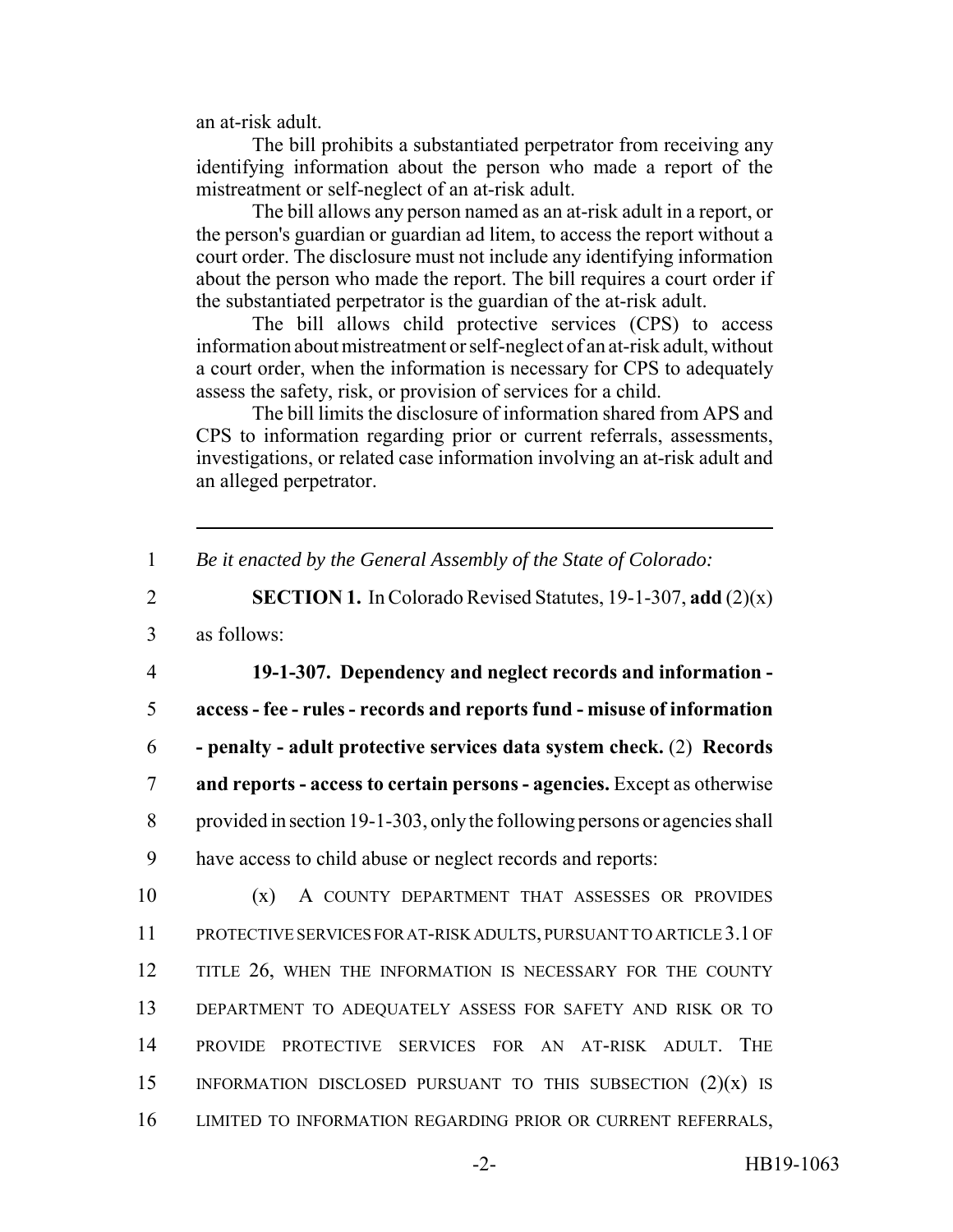an at-risk adult.

The bill prohibits a substantiated perpetrator from receiving any identifying information about the person who made a report of the mistreatment or self-neglect of an at-risk adult.

The bill allows any person named as an at-risk adult in a report, or the person's guardian or guardian ad litem, to access the report without a court order. The disclosure must not include any identifying information about the person who made the report. The bill requires a court order if the substantiated perpetrator is the guardian of the at-risk adult.

The bill allows child protective services (CPS) to access information about mistreatment or self-neglect of an at-risk adult, without a court order, when the information is necessary for CPS to adequately assess the safety, risk, or provision of services for a child.

The bill limits the disclosure of information shared from APS and CPS to information regarding prior or current referrals, assessments, investigations, or related case information involving an at-risk adult and an alleged perpetrator.

---

1 *Be it enacted by the General Assembly of the State of Colorado:*

2 **SECTION 1.** In Colorado Revised Statutes, 19-1-307, **add** (2)(x)
3 as follows:

4 **19-1-307. Dependency and neglect records and information -**
5 **access - fee - rules - records and reports fund - misuse of information**
6 **- penalty - adult protective services data system check.** (2) **Records**
7 **and reports - access to certain persons - agencies.** Except as otherwise
8 provided in section 19-1-303, only the following persons or agencies shall
9 have access to child abuse or neglect records and reports:

10 (x) A COUNTY DEPARTMENT THAT ASSESSES OR PROVIDES
11 PROTECTIVE SERVICES FOR AT-RISK ADULTS, PURSUANT TO ARTICLE 3.1 OF
12 TITLE 26, WHEN THE INFORMATION IS NECESSARY FOR THE COUNTY
13 DEPARTMENT TO ADEQUATELY ASSESS FOR SAFETY AND RISK OR TO
14 PROVIDE PROTECTIVE SERVICES FOR AN AT-RISK ADULT. THE
15 INFORMATION DISCLOSED PURSUANT TO THIS SUBSECTION (2)(x) IS
16 LIMITED TO INFORMATION REGARDING PRIOR OR CURRENT REFERRALS,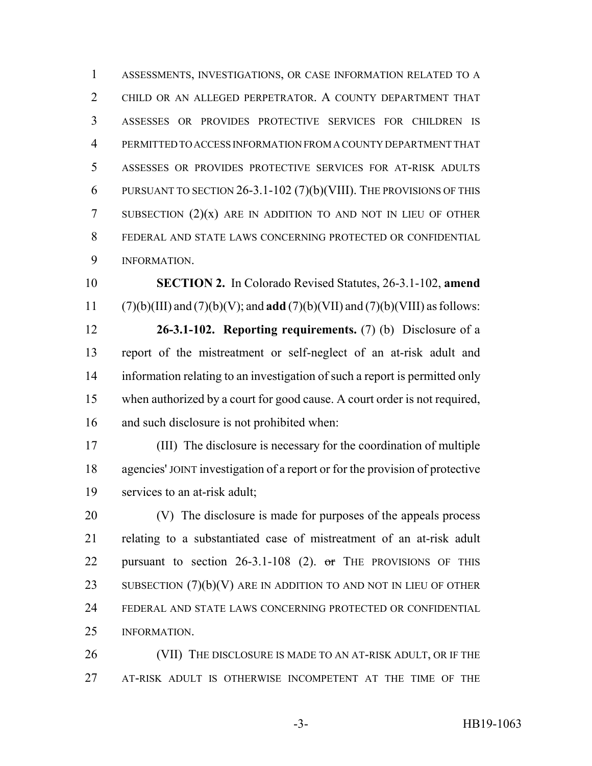ASSESSMENTS, INVESTIGATIONS, OR CASE INFORMATION RELATED TO A CHILD OR AN ALLEGED PERPETRATOR. A COUNTY DEPARTMENT THAT ASSESSES OR PROVIDES PROTECTIVE SERVICES FOR CHILDREN IS PERMITTED TO ACCESS INFORMATION FROM A COUNTY DEPARTMENT THAT ASSESSES OR PROVIDES PROTECTIVE SERVICES FOR AT-RISK ADULTS PURSUANT TO SECTION 26-3.1-102 (7)(b)(VIII). THE PROVISIONS OF THIS SUBSECTION (2)(x) ARE IN ADDITION TO AND NOT IN LIEU OF OTHER FEDERAL AND STATE LAWS CONCERNING PROTECTED OR CONFIDENTIAL INFORMATION.

**SECTION 2.** In Colorado Revised Statutes, 26-3.1-102, **amend** (7)(b)(III) and (7)(b)(V); and **add** (7)(b)(VII) and (7)(b)(VIII) as follows:

**26-3.1-102. Reporting requirements.** (7) (b) Disclosure of a report of the mistreatment or self-neglect of an at-risk adult and information relating to an investigation of such a report is permitted only when authorized by a court for good cause. A court order is not required, and such disclosure is not prohibited when:

(III) The disclosure is necessary for the coordination of multiple agencies' JOINT investigation of a report or for the provision of protective services to an at-risk adult;

(V) The disclosure is made for purposes of the appeals process relating to a substantiated case of mistreatment of an at-risk adult pursuant to section 26-3.1-108 (2). ~~or~~ THE PROVISIONS OF THIS SUBSECTION (7)(b)(V) ARE IN ADDITION TO AND NOT IN LIEU OF OTHER FEDERAL AND STATE LAWS CONCERNING PROTECTED OR CONFIDENTIAL INFORMATION.

(VII) THE DISCLOSURE IS MADE TO AN AT-RISK ADULT, OR IF THE AT-RISK ADULT IS OTHERWISE INCOMPETENT AT THE TIME OF THE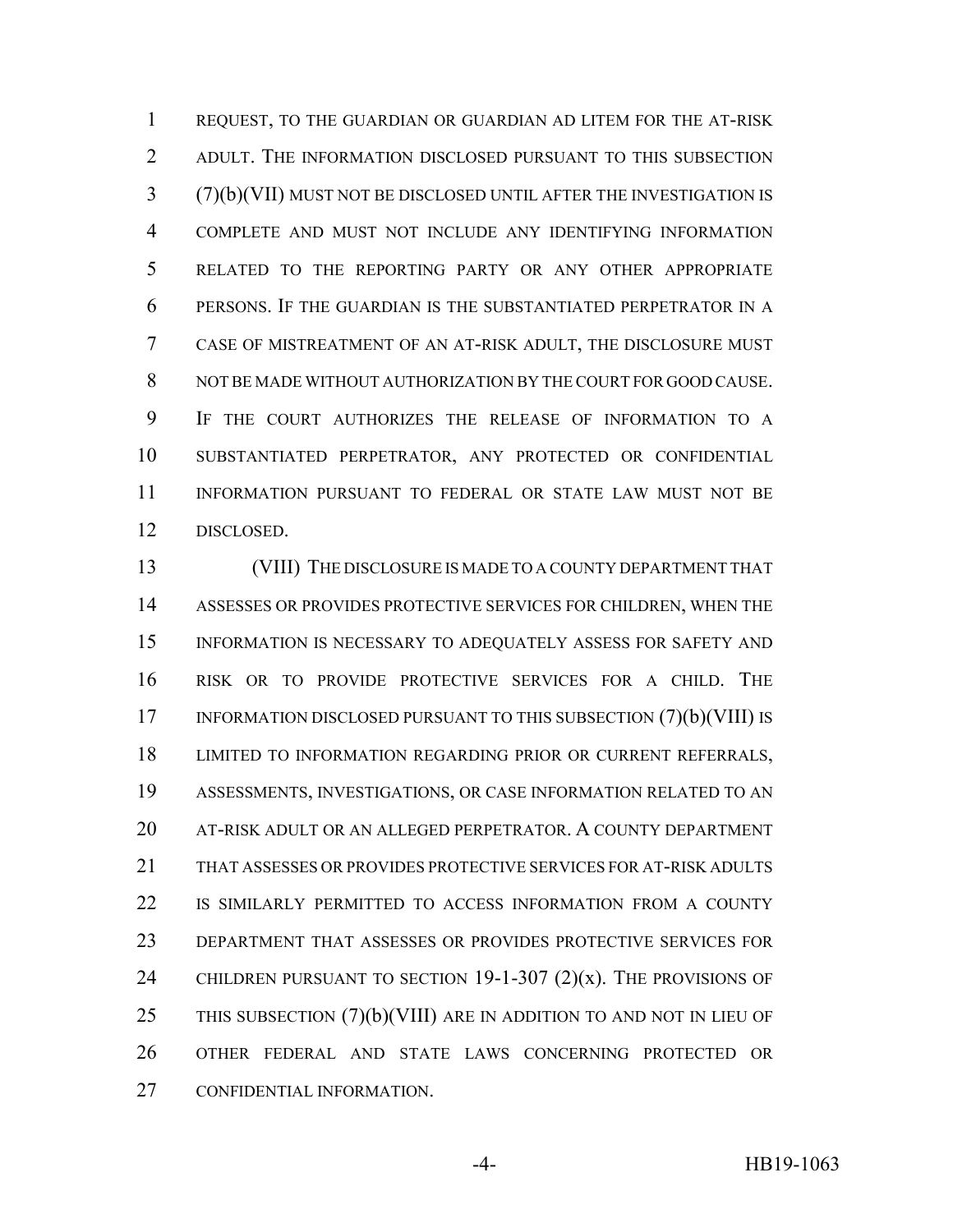REQUEST, TO THE GUARDIAN OR GUARDIAN AD LITEM FOR THE AT-RISK ADULT. THE INFORMATION DISCLOSED PURSUANT TO THIS SUBSECTION (7)(b)(VII) MUST NOT BE DISCLOSED UNTIL AFTER THE INVESTIGATION IS COMPLETE AND MUST NOT INCLUDE ANY IDENTIFYING INFORMATION RELATED TO THE REPORTING PARTY OR ANY OTHER APPROPRIATE PERSONS. IF THE GUARDIAN IS THE SUBSTANTIATED PERPETRATOR IN A CASE OF MISTREATMENT OF AN AT-RISK ADULT, THE DISCLOSURE MUST NOT BE MADE WITHOUT AUTHORIZATION BY THE COURT FOR GOOD CAUSE. IF THE COURT AUTHORIZES THE RELEASE OF INFORMATION TO A SUBSTANTIATED PERPETRATOR, ANY PROTECTED OR CONFIDENTIAL INFORMATION PURSUANT TO FEDERAL OR STATE LAW MUST NOT BE DISCLOSED.

(VIII) THE DISCLOSURE IS MADE TO A COUNTY DEPARTMENT THAT ASSESSES OR PROVIDES PROTECTIVE SERVICES FOR CHILDREN, WHEN THE INFORMATION IS NECESSARY TO ADEQUATELY ASSESS FOR SAFETY AND RISK OR TO PROVIDE PROTECTIVE SERVICES FOR A CHILD. THE INFORMATION DISCLOSED PURSUANT TO THIS SUBSECTION (7)(b)(VIII) IS LIMITED TO INFORMATION REGARDING PRIOR OR CURRENT REFERRALS, ASSESSMENTS, INVESTIGATIONS, OR CASE INFORMATION RELATED TO AN AT-RISK ADULT OR AN ALLEGED PERPETRATOR. A COUNTY DEPARTMENT THAT ASSESSES OR PROVIDES PROTECTIVE SERVICES FOR AT-RISK ADULTS IS SIMILARLY PERMITTED TO ACCESS INFORMATION FROM A COUNTY DEPARTMENT THAT ASSESSES OR PROVIDES PROTECTIVE SERVICES FOR CHILDREN PURSUANT TO SECTION 19-1-307 (2)(x). THE PROVISIONS OF THIS SUBSECTION (7)(b)(VIII) ARE IN ADDITION TO AND NOT IN LIEU OF OTHER FEDERAL AND STATE LAWS CONCERNING PROTECTED OR CONFIDENTIAL INFORMATION.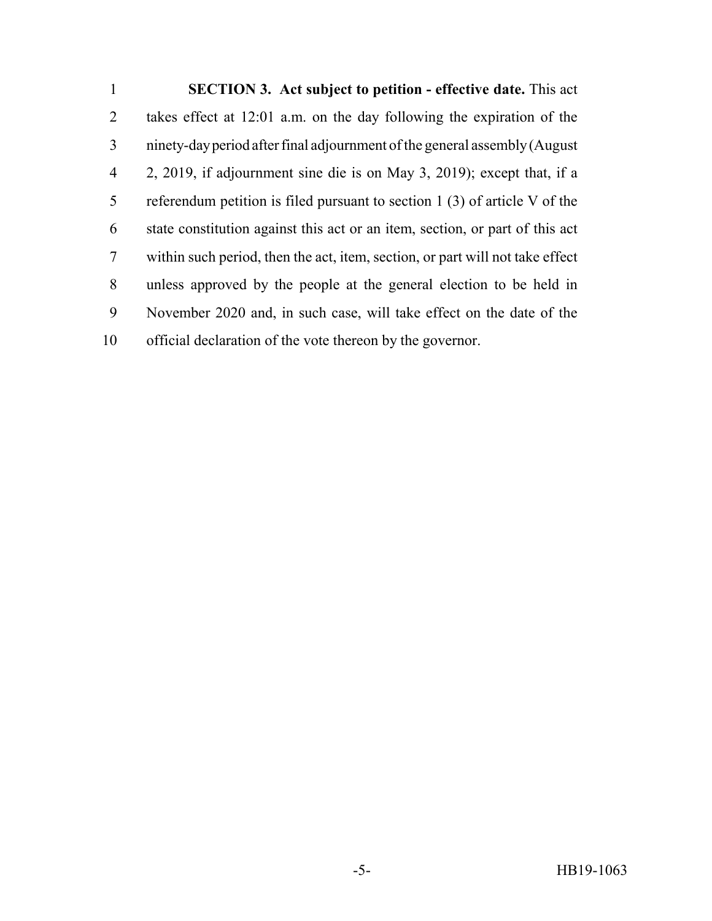**SECTION 3. Act subject to petition - effective date.** This act takes effect at 12:01 a.m. on the day following the expiration of the ninety-day period after final adjournment of the general assembly (August 2, 2019, if adjournment sine die is on May 3, 2019); except that, if a referendum petition is filed pursuant to section 1 (3) of article V of the state constitution against this act or an item, section, or part of this act within such period, then the act, item, section, or part will not take effect unless approved by the people at the general election to be held in November 2020 and, in such case, will take effect on the date of the official declaration of the vote thereon by the governor.